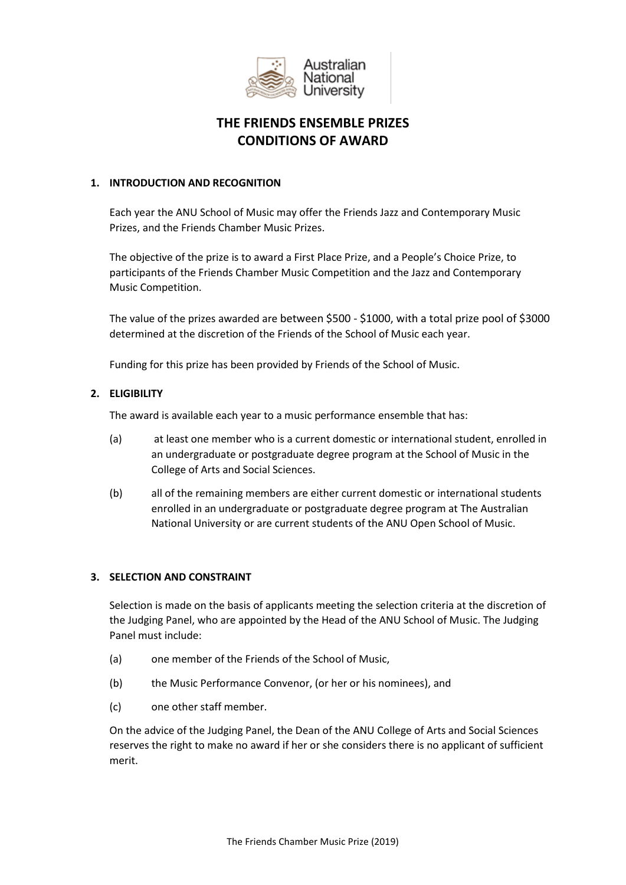# THE FRIENDS ENSEMBLE PRIZES
# CONDITIONS OF AWARD

## 1. INTRODUCTION AND RECOGNITION

Each year the ANU School of Music may offer the Friends Jazz and Contemporary Music Prizes, and the Friends Chamber Music Prizes.

The objective of the prize is to award a First Place Prize, and a People's Choice Prize, to participants of the Friends Chamber Music Competition and the Jazz and Contemporary Music Competition.

The value of the prizes awarded are between $500 - $1000, with a total prize pool of $3000 determined at the discretion of the Friends of the School of Music each year.

Funding for this prize has been provided by Friends of the School of Music.

## 2. ELIGIBILITY

The award is available each year to a music performance ensemble that has:

(a) at least one member who is a current domestic or international student, enrolled in an undergraduate or postgraduate degree program at the School of Music in the College of Arts and Social Sciences.

(b) all of the remaining members are either current domestic or international students enrolled in an undergraduate or postgraduate degree program at The Australian National University or are current students of the ANU Open School of Music.

## 3. SELECTION AND CONSTRAINT

Selection is made on the basis of applicants meeting the selection criteria at the discretion of the Judging Panel, who are appointed by the Head of the ANU School of Music. The Judging Panel must include:

(a) one member of the Friends of the School of Music,

(b) the Music Performance Convenor, (or her or his nominees), and

(c) one other staff member.

On the advice of the Judging Panel, the Dean of the ANU College of Arts and Social Sciences reserves the right to make no award if her or she considers there is no applicant of sufficient merit.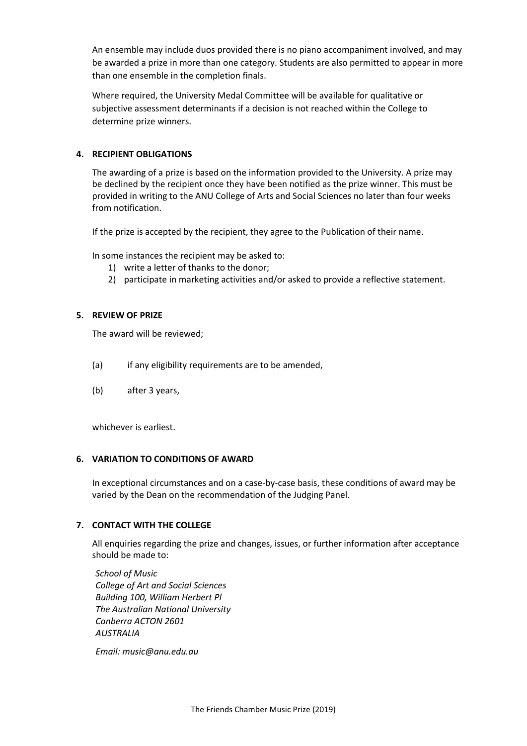An ensemble may include duos provided there is no piano accompaniment involved, and may be awarded a prize in more than one category. Students are also permitted to appear in more than one ensemble in the completion finals.

Where required, the University Medal Committee will be available for qualitative or subjective assessment determinants if a decision is not reached within the College to determine prize winners.

## 4. RECIPIENT OBLIGATIONS

The awarding of a prize is based on the information provided to the University. A prize may be declined by the recipient once they have been notified as the prize winner. This must be provided in writing to the ANU College of Arts and Social Sciences no later than four weeks from notification.

If the prize is accepted by the recipient, they agree to the Publication of their name.

In some instances the recipient may be asked to:

1) write a letter of thanks to the donor;
2) participate in marketing activities and/or asked to provide a reflective statement.

## 5. REVIEW OF PRIZE

The award will be reviewed;

(a) if any eligibility requirements are to be amended,

(b) after 3 years,

whichever is earliest.

## 6. VARIATION TO CONDITIONS OF AWARD

In exceptional circumstances and on a case-by-case basis, these conditions of award may be varied by the Dean on the recommendation of the Judging Panel.

## 7. CONTACT WITH THE COLLEGE

All enquiries regarding the prize and changes, issues, or further information after acceptance should be made to:

*School of Music*
*College of Art and Social Sciences*
*Building 100, William Herbert Pl*
*The Australian National University*
*Canberra ACTON 2601*
*AUSTRALIA*

*Email: music@anu.edu.au*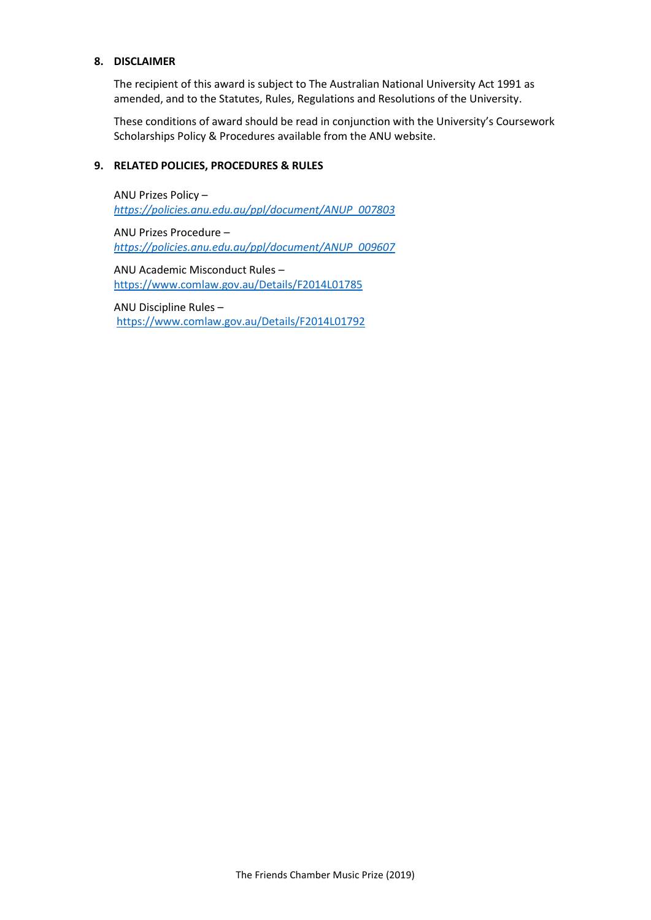## 8. DISCLAIMER

The recipient of this award is subject to The Australian National University Act 1991 as amended, and to the Statutes, Rules, Regulations and Resolutions of the University.

These conditions of award should be read in conjunction with the University's Coursework Scholarships Policy & Procedures available from the ANU website.

## 9. RELATED POLICIES, PROCEDURES & RULES

ANU Prizes Policy –
*https://policies.anu.edu.au/ppl/document/ANUP_007803*

ANU Prizes Procedure –
*https://policies.anu.edu.au/ppl/document/ANUP_009607*

ANU Academic Misconduct Rules –
https://www.comlaw.gov.au/Details/F2014L01785

ANU Discipline Rules –
https://www.comlaw.gov.au/Details/F2014L01792